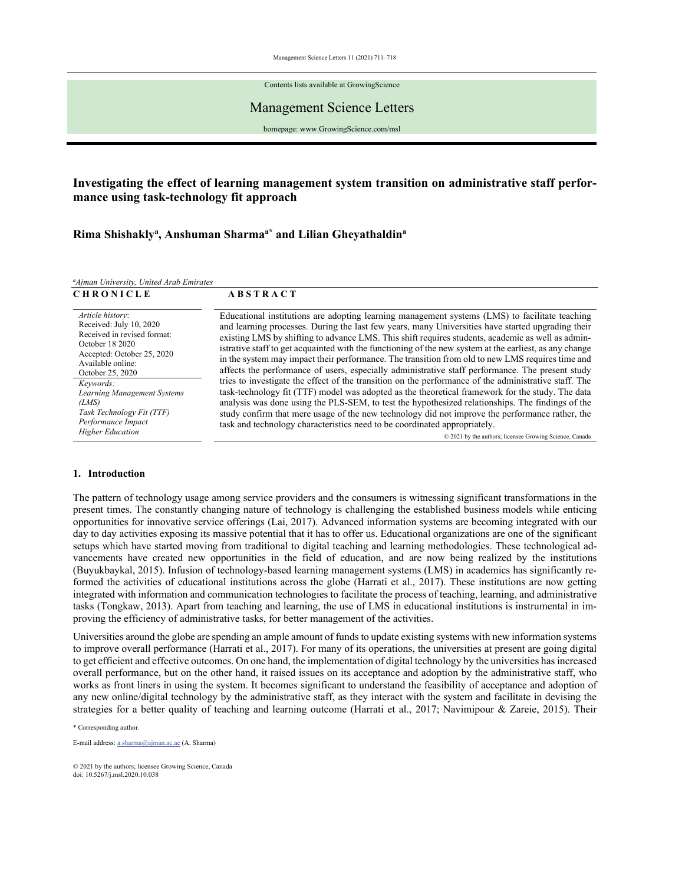Contents lists available at GrowingScience

Management Science Letters

homepage: www.GrowingScience.com/msl

# Investigating the effect of learning management system transition on administrative staff performance using task-technology fit approach

**Rima Shishakly[a], Anshuman Sharma[a*] and Lilian Gheyathaldin[a]**

[a]*Ajman University, United Arab Emirates*

**CHRONICLE**

*Article history*:
Received: July 10, 2020
Received in revised format: October 18 2020
Accepted: October 25, 2020
Available online: October 25, 2020

*Keywords:*
*Learning Management Systems (LMS)*
*Task Technology Fit (TTF)*
*Performance Impact*
*Higher Education*

**ABSTRACT**

Educational institutions are adopting learning management systems (LMS) to facilitate teaching and learning processes. During the last few years, many Universities have started upgrading their existing LMS by shifting to advance LMS. This shift requires students, academic as well as administrative staff to get acquainted with the functioning of the new system at the earliest, as any change in the system may impact their performance. The transition from old to new LMS requires time and affects the performance of users, especially administrative staff performance. The present study tries to investigate the effect of the transition on the performance of the administrative staff. The task-technology fit (TTF) model was adopted as the theoretical framework for the study. The data analysis was done using the PLS-SEM, to test the hypothesized relationships. The findings of the study confirm that mere usage of the new technology did not improve the performance rather, the task and technology characteristics need to be coordinated appropriately.

© 2021 by the authors; licensee Growing Science, Canada

## 1. Introduction

The pattern of technology usage among service providers and the consumers is witnessing significant transformations in the present times. The constantly changing nature of technology is challenging the established business models while enticing opportunities for innovative service offerings (Lai, 2017). Advanced information systems are becoming integrated with our day to day activities exposing its massive potential that it has to offer us. Educational organizations are one of the significant setups which have started moving from traditional to digital teaching and learning methodologies. These technological advancements have created new opportunities in the field of education, and are now being realized by the institutions (Buyukbaykal, 2015). Infusion of technology-based learning management systems (LMS) in academics has significantly reformed the activities of educational institutions across the globe (Harrati et al., 2017). These institutions are now getting integrated with information and communication technologies to facilitate the process of teaching, learning, and administrative tasks (Tongkaw, 2013). Apart from teaching and learning, the use of LMS in educational institutions is instrumental in improving the efficiency of administrative tasks, for better management of the activities.

Universities around the globe are spending an ample amount of funds to update existing systems with new information systems to improve overall performance (Harrati et al., 2017). For many of its operations, the universities at present are going digital to get efficient and effective outcomes. On one hand, the implementation of digital technology by the universities has increased overall performance, but on the other hand, it raised issues on its acceptance and adoption by the administrative staff, who works as front liners in using the system. It becomes significant to understand the feasibility of acceptance and adoption of any new online/digital technology by the administrative staff, as they interact with the system and facilitate in devising the strategies for a better quality of teaching and learning outcome (Harrati et al., 2017; Navimipour & Zareie, 2015). Their

\* Corresponding author.

E-mail address: a.sharma@ajman.ac.ae (A. Sharma)

© 2021 by the authors; licensee Growing Science, Canada
doi: 10.5267/j.msl.2020.10.038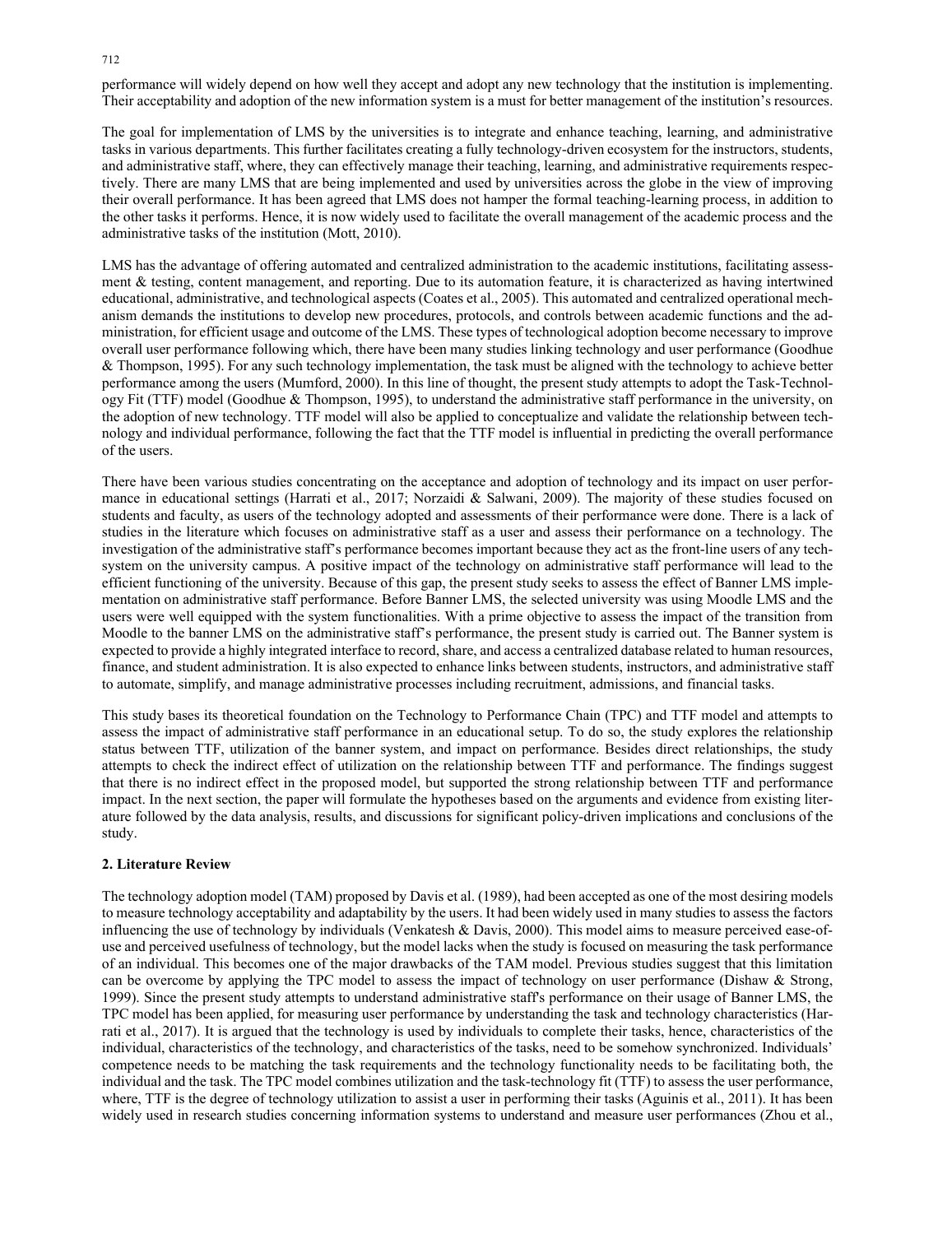performance will widely depend on how well they accept and adopt any new technology that the institution is implementing. Their acceptability and adoption of the new information system is a must for better management of the institution's resources.

The goal for implementation of LMS by the universities is to integrate and enhance teaching, learning, and administrative tasks in various departments. This further facilitates creating a fully technology-driven ecosystem for the instructors, students, and administrative staff, where, they can effectively manage their teaching, learning, and administrative requirements respectively. There are many LMS that are being implemented and used by universities across the globe in the view of improving their overall performance. It has been agreed that LMS does not hamper the formal teaching-learning process, in addition to the other tasks it performs. Hence, it is now widely used to facilitate the overall management of the academic process and the administrative tasks of the institution (Mott, 2010).

LMS has the advantage of offering automated and centralized administration to the academic institutions, facilitating assessment & testing, content management, and reporting. Due to its automation feature, it is characterized as having intertwined educational, administrative, and technological aspects (Coates et al., 2005). This automated and centralized operational mechanism demands the institutions to develop new procedures, protocols, and controls between academic functions and the administration, for efficient usage and outcome of the LMS. These types of technological adoption become necessary to improve overall user performance following which, there have been many studies linking technology and user performance (Goodhue & Thompson, 1995). For any such technology implementation, the task must be aligned with the technology to achieve better performance among the users (Mumford, 2000). In this line of thought, the present study attempts to adopt the Task-Technology Fit (TTF) model (Goodhue & Thompson, 1995), to understand the administrative staff performance in the university, on the adoption of new technology. TTF model will also be applied to conceptualize and validate the relationship between technology and individual performance, following the fact that the TTF model is influential in predicting the overall performance of the users.

There have been various studies concentrating on the acceptance and adoption of technology and its impact on user performance in educational settings (Harrati et al., 2017; Norzaidi & Salwani, 2009). The majority of these studies focused on students and faculty, as users of the technology adopted and assessments of their performance were done. There is a lack of studies in the literature which focuses on administrative staff as a user and assess their performance on a technology. The investigation of the administrative staff's performance becomes important because they act as the front-line users of any tech-system on the university campus. A positive impact of the technology on administrative staff performance will lead to the efficient functioning of the university. Because of this gap, the present study seeks to assess the effect of Banner LMS implementation on administrative staff performance. Before Banner LMS, the selected university was using Moodle LMS and the users were well equipped with the system functionalities. With a prime objective to assess the impact of the transition from Moodle to the banner LMS on the administrative staff's performance, the present study is carried out. The Banner system is expected to provide a highly integrated interface to record, share, and access a centralized database related to human resources, finance, and student administration. It is also expected to enhance links between students, instructors, and administrative staff to automate, simplify, and manage administrative processes including recruitment, admissions, and financial tasks.

This study bases its theoretical foundation on the Technology to Performance Chain (TPC) and TTF model and attempts to assess the impact of administrative staff performance in an educational setup. To do so, the study explores the relationship status between TTF, utilization of the banner system, and impact on performance. Besides direct relationships, the study attempts to check the indirect effect of utilization on the relationship between TTF and performance. The findings suggest that there is no indirect effect in the proposed model, but supported the strong relationship between TTF and performance impact. In the next section, the paper will formulate the hypotheses based on the arguments and evidence from existing literature followed by the data analysis, results, and discussions for significant policy-driven implications and conclusions of the study.

## 2. Literature Review

The technology adoption model (TAM) proposed by Davis et al. (1989), had been accepted as one of the most desiring models to measure technology acceptability and adaptability by the users. It had been widely used in many studies to assess the factors influencing the use of technology by individuals (Venkatesh & Davis, 2000). This model aims to measure perceived ease-of-use and perceived usefulness of technology, but the model lacks when the study is focused on measuring the task performance of an individual. This becomes one of the major drawbacks of the TAM model. Previous studies suggest that this limitation can be overcome by applying the TPC model to assess the impact of technology on user performance (Dishaw & Strong, 1999). Since the present study attempts to understand administrative staff's performance on their usage of Banner LMS, the TPC model has been applied, for measuring user performance by understanding the task and technology characteristics (Harrati et al., 2017). It is argued that the technology is used by individuals to complete their tasks, hence, characteristics of the individual, characteristics of the technology, and characteristics of the tasks, need to be somehow synchronized. Individuals' competence needs to be matching the task requirements and the technology functionality needs to be facilitating both, the individual and the task. The TPC model combines utilization and the task-technology fit (TTF) to assess the user performance, where, TTF is the degree of technology utilization to assist a user in performing their tasks (Aguinis et al., 2011). It has been widely used in research studies concerning information systems to understand and measure user performances (Zhou et al.,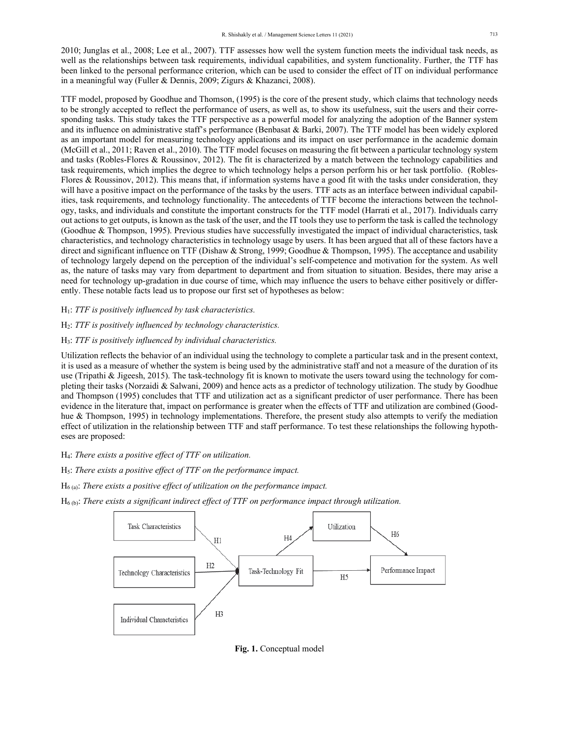2010; Junglas et al., 2008; Lee et al., 2007). TTF assesses how well the system function meets the individual task needs, as well as the relationships between task requirements, individual capabilities, and system functionality. Further, the TTF has been linked to the personal performance criterion, which can be used to consider the effect of IT on individual performance in a meaningful way (Fuller & Dennis, 2009; Zigurs & Khazanci, 2008).

TTF model, proposed by Goodhue and Thomson, (1995) is the core of the present study, which claims that technology needs to be strongly accepted to reflect the performance of users, as well as, to show its usefulness, suit the users and their corresponding tasks. This study takes the TTF perspective as a powerful model for analyzing the adoption of the Banner system and its influence on administrative staff's performance (Benbasat & Barki, 2007). The TTF model has been widely explored as an important model for measuring technology applications and its impact on user performance in the academic domain (McGill et al., 2011; Raven et al., 2010). The TTF model focuses on measuring the fit between a particular technology system and tasks (Robles-Flores & Roussinov, 2012). The fit is characterized by a match between the technology capabilities and task requirements, which implies the degree to which technology helps a person perform his or her task portfolio. (Robles-Flores & Roussinov, 2012). This means that, if information systems have a good fit with the tasks under consideration, they will have a positive impact on the performance of the tasks by the users. TTF acts as an interface between individual capabilities, task requirements, and technology functionality. The antecedents of TTF become the interactions between the technology, tasks, and individuals and constitute the important constructs for the TTF model (Harrati et al., 2017). Individuals carry out actions to get outputs, is known as the task of the user, and the IT tools they use to perform the task is called the technology (Goodhue & Thompson, 1995). Previous studies have successfully investigated the impact of individual characteristics, task characteristics, and technology characteristics in technology usage by users. It has been argued that all of these factors have a direct and significant influence on TTF (Dishaw & Strong, 1999; Goodhue & Thompson, 1995). The acceptance and usability of technology largely depend on the perception of the individual's self-competence and motivation for the system. As well as, the nature of tasks may vary from department to department and from situation to situation. Besides, there may arise a need for technology up-gradation in due course of time, which may influence the users to behave either positively or differently. These notable facts lead us to propose our first set of hypotheses as below:

$H_1$: *TTF is positively influenced by task characteristics.*

$H_2$: *TTF is positively influenced by technology characteristics.*

$H_3$: *TTF is positively influenced by individual characteristics.*

Utilization reflects the behavior of an individual using the technology to complete a particular task and in the present context, it is used as a measure of whether the system is being used by the administrative staff and not a measure of the duration of its use (Tripathi & Jigeesh, 2015). The task-technology fit is known to motivate the users toward using the technology for completing their tasks (Norzaidi & Salwani, 2009) and hence acts as a predictor of technology utilization. The study by Goodhue and Thompson (1995) concludes that TTF and utilization act as a significant predictor of user performance. There has been evidence in the literature that, impact on performance is greater when the effects of TTF and utilization are combined (Goodhue & Thompson, 1995) in technology implementations. Therefore, the present study also attempts to verify the mediation effect of utilization in the relationship between TTF and staff performance. To test these relationships the following hypotheses are proposed:

$H_4$: *There exists a positive effect of TTF on utilization.*

$H_5$: *There exists a positive effect of TTF on the performance impact.*

$H_{6(a)}$: *There exists a positive effect of utilization on the performance impact.*

$H_{6(b)}$: *There exists a significant indirect effect of TTF on performance impact through utilization.*

**Fig. 1.** Conceptual model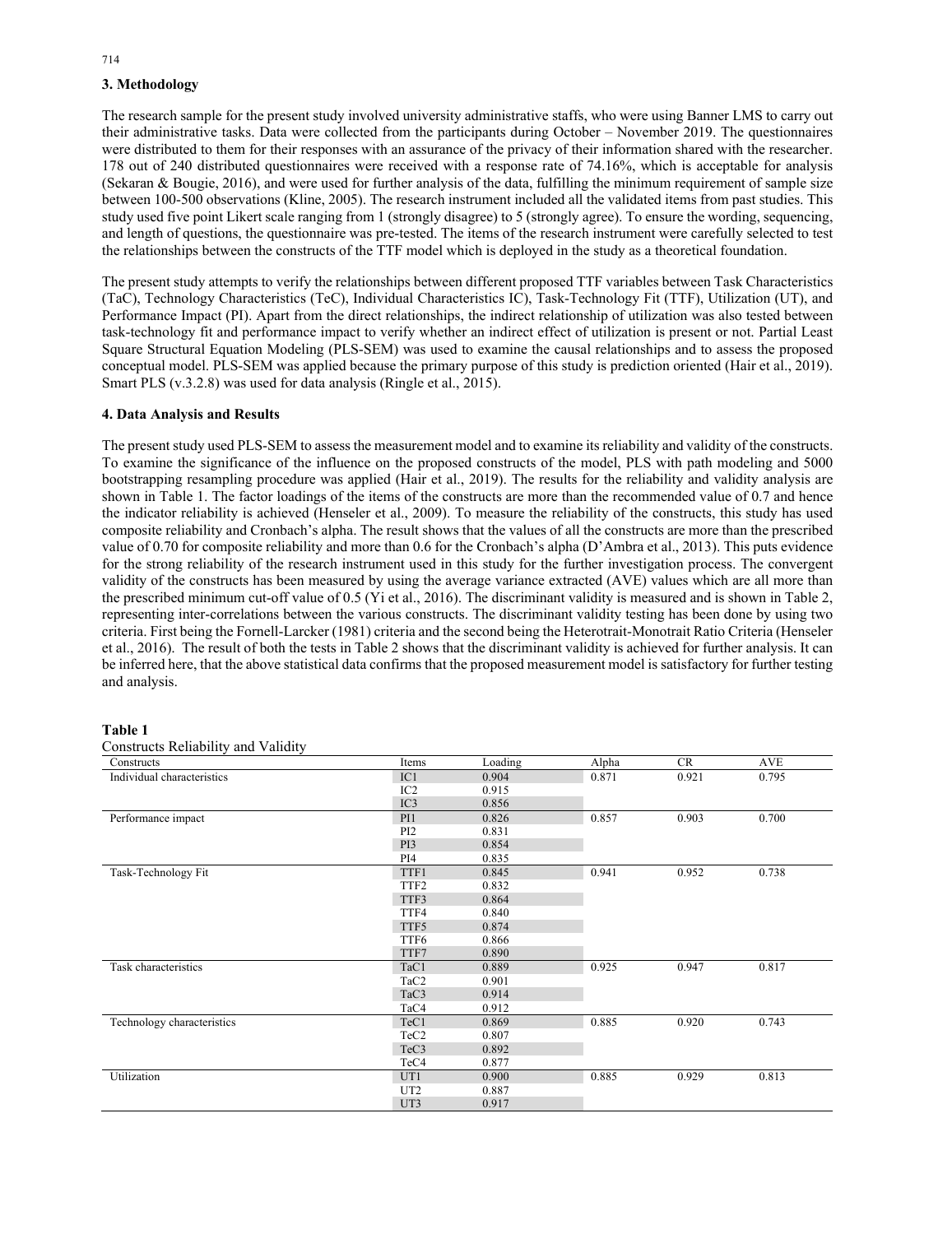## 3. Methodology

The research sample for the present study involved university administrative staffs, who were using Banner LMS to carry out their administrative tasks. Data were collected from the participants during October – November 2019. The questionnaires were distributed to them for their responses with an assurance of the privacy of their information shared with the researcher. 178 out of 240 distributed questionnaires were received with a response rate of 74.16%, which is acceptable for analysis (Sekaran & Bougie, 2016), and were used for further analysis of the data, fulfilling the minimum requirement of sample size between 100-500 observations (Kline, 2005). The research instrument included all the validated items from past studies. This study used five point Likert scale ranging from 1 (strongly disagree) to 5 (strongly agree). To ensure the wording, sequencing, and length of questions, the questionnaire was pre-tested. The items of the research instrument were carefully selected to test the relationships between the constructs of the TTF model which is deployed in the study as a theoretical foundation.

The present study attempts to verify the relationships between different proposed TTF variables between Task Characteristics (TaC), Technology Characteristics (TeC), Individual Characteristics IC), Task-Technology Fit (TTF), Utilization (UT), and Performance Impact (PI). Apart from the direct relationships, the indirect relationship of utilization was also tested between task-technology fit and performance impact to verify whether an indirect effect of utilization is present or not. Partial Least Square Structural Equation Modeling (PLS-SEM) was used to examine the causal relationships and to assess the proposed conceptual model. PLS-SEM was applied because the primary purpose of this study is prediction oriented (Hair et al., 2019). Smart PLS (v.3.2.8) was used for data analysis (Ringle et al., 2015).

## 4. Data Analysis and Results

The present study used PLS-SEM to assess the measurement model and to examine its reliability and validity of the constructs. To examine the significance of the influence on the proposed constructs of the model, PLS with path modeling and 5000 bootstrapping resampling procedure was applied (Hair et al., 2019). The results for the reliability and validity analysis are shown in Table 1. The factor loadings of the items of the constructs are more than the recommended value of 0.7 and hence the indicator reliability is achieved (Henseler et al., 2009). To measure the reliability of the constructs, this study has used composite reliability and Cronbach's alpha. The result shows that the values of all the constructs are more than the prescribed value of 0.70 for composite reliability and more than 0.6 for the Cronbach's alpha (D'Ambra et al., 2013). This puts evidence for the strong reliability of the research instrument used in this study for the further investigation process. The convergent validity of the constructs has been measured by using the average variance extracted (AVE) values which are all more than the prescribed minimum cut-off value of 0.5 (Yi et al., 2016). The discriminant validity is measured and is shown in Table 2, representing inter-correlations between the various constructs. The discriminant validity testing has been done by using two criteria. First being the Fornell-Larcker (1981) criteria and the second being the Heterotrait-Monotrait Ratio Criteria (Henseler et al., 2016). The result of both the tests in Table 2 shows that the discriminant validity is achieved for further analysis. It can be inferred here, that the above statistical data confirms that the proposed measurement model is satisfactory for further testing and analysis.

**Table 1**
Constructs Reliability and Validity

| Constructs | Items | Loading | Alpha | CR | AVE |
|---|---|---|---|---|---|
| Individual characteristics | IC1 | 0.904 | 0.871 | 0.921 | 0.795 |
| | IC2 | 0.915 | | | |
| | IC3 | 0.856 | | | |
| Performance impact | PI1 | 0.826 | 0.857 | 0.903 | 0.700 |
| | PI2 | 0.831 | | | |
| | PI3 | 0.854 | | | |
| | PI4 | 0.835 | | | |
| Task-Technology Fit | TTF1 | 0.845 | 0.941 | 0.952 | 0.738 |
| | TTF2 | 0.832 | | | |
| | TTF3 | 0.864 | | | |
| | TTF4 | 0.840 | | | |
| | TTF5 | 0.874 | | | |
| | TTF6 | 0.866 | | | |
| | TTF7 | 0.890 | | | |
| Task characteristics | TaC1 | 0.889 | 0.925 | 0.947 | 0.817 |
| | TaC2 | 0.901 | | | |
| | TaC3 | 0.914 | | | |
| | TaC4 | 0.912 | | | |
| Technology characteristics | TeC1 | 0.869 | 0.885 | 0.920 | 0.743 |
| | TeC2 | 0.807 | | | |
| | TeC3 | 0.892 | | | |
| | TeC4 | 0.877 | | | |
| Utilization | UT1 | 0.900 | 0.885 | 0.929 | 0.813 |
| | UT2 | 0.887 | | | |
| | UT3 | 0.917 | | | |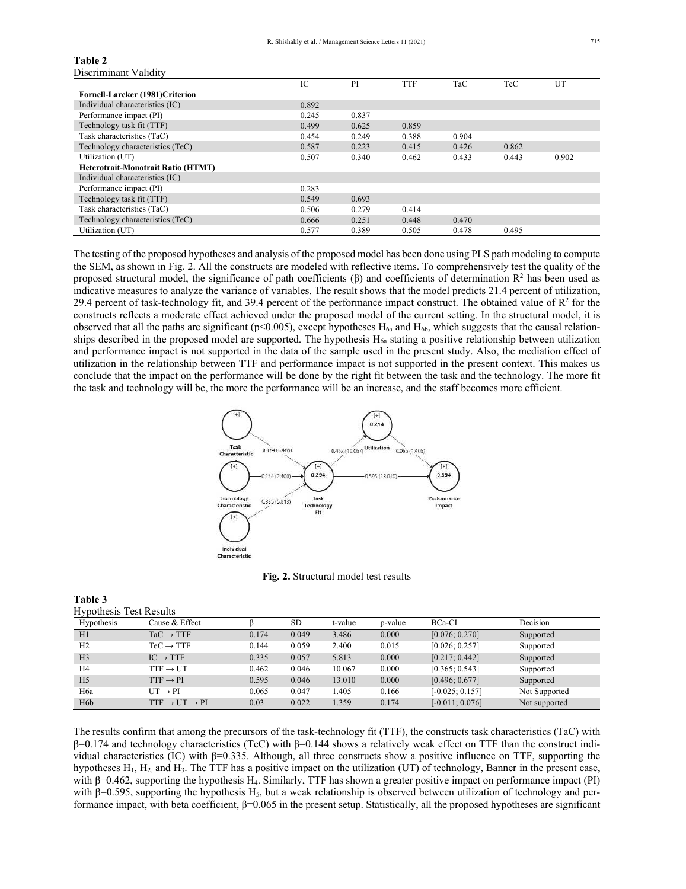**Table 2**
Discriminant Validity

| | IC | PI | TTF | TaC | TeC | UT |
|---|---|---|---|---|---|---|
| **Fornell-Larcker (1981)Criterion** | | | | | | |
| Individual characteristics (IC) | 0.892 | | | | | |
| Performance impact (PI) | 0.245 | 0.837 | | | | |
| Technology task fit (TTF) | 0.499 | 0.625 | 0.859 | | | |
| Task characteristics (TaC) | 0.454 | 0.249 | 0.388 | 0.904 | | |
| Technology characteristics (TeC) | 0.587 | 0.223 | 0.415 | 0.426 | 0.862 | |
| Utilization (UT) | 0.507 | 0.340 | 0.462 | 0.433 | 0.443 | 0.902 |
| **Heterotrait-Monotrait Ratio (HTMT)** | | | | | | |
| Individual characteristics (IC) | | | | | | |
| Performance impact (PI) | 0.283 | | | | | |
| Technology task fit (TTF) | 0.549 | 0.693 | | | | |
| Task characteristics (TaC) | 0.506 | 0.279 | 0.414 | | | |
| Technology characteristics (TeC) | 0.666 | 0.251 | 0.448 | 0.470 | | |
| Utilization (UT) | 0.577 | 0.389 | 0.505 | 0.478 | 0.495 | |

The testing of the proposed hypotheses and analysis of the proposed model has been done using PLS path modeling to compute the SEM, as shown in Fig. 2. All the constructs are modeled with reflective items. To comprehensively test the quality of the proposed structural model, the significance of path coefficients (β) and coefficients of determination $R^2$ has been used as indicative measures to analyze the variance of variables. The result shows that the model predicts 21.4 percent of utilization, 29.4 percent of task-technology fit, and 39.4 percent of the performance impact construct. The obtained value of $R^2$ for the constructs reflects a moderate effect achieved under the proposed model of the current setting. In the structural model, it is observed that all the paths are significant ($p<0.005$), except hypotheses $H_{6a}$ and $H_{6b}$, which suggests that the causal relationships described in the proposed model are supported. The hypothesis $H_{6a}$ stating a positive relationship between utilization and performance impact is not supported in the data of the sample used in the present study. Also, the mediation effect of utilization in the relationship between TTF and performance impact is not supported in the present context. This makes us conclude that the impact on the performance will be done by the right fit between the task and the technology. The more fit the task and technology will be, the more the performance will be an increase, and the staff becomes more efficient.

**Fig. 2.** Structural model test results

**Table 3**
Hypothesis Test Results

| Hypothesis | Cause & Effect | β | SD | t-value | p-value | BCa-CI | Decision |
|---|---|---|---|---|---|---|---|
| H1 | TaC → TTF | 0.174 | 0.049 | 3.486 | 0.000 | [0.076; 0.270] | Supported |
| H2 | TeC → TTF | 0.144 | 0.059 | 2.400 | 0.015 | [0.026; 0.257] | Supported |
| H3 | IC → TTF | 0.335 | 0.057 | 5.813 | 0.000 | [0.217; 0.442] | Supported |
| H4 | TTF → UT | 0.462 | 0.046 | 10.067 | 0.000 | [0.365; 0.543] | Supported |
| H5 | TTF → PI | 0.595 | 0.046 | 13.010 | 0.000 | [0.496; 0.677] | Supported |
| H6a | UT → PI | 0.065 | 0.047 | 1.405 | 0.166 | [-0.025; 0.157] | Not Supported |
| H6b | TTF → UT → PI | 0.03 | 0.022 | 1.359 | 0.174 | [-0.011; 0.076] | Not supported |

The results confirm that among the precursors of the task-technology fit (TTF), the constructs task characteristics (TaC) with β=0.174 and technology characteristics (TeC) with β=0.144 shows a relatively weak effect on TTF than the construct individual characteristics (IC) with β=0.335. Although, all three constructs show a positive influence on TTF, supporting the hypotheses $H_1$, $H_2$, and $H_3$. The TTF has a positive impact on the utilization (UT) of technology, Banner in the present case, with β=0.462, supporting the hypothesis $H_4$. Similarly, TTF has shown a greater positive impact on performance impact (PI) with β=0.595, supporting the hypothesis $H_5$, but a weak relationship is observed between utilization of technology and performance impact, with beta coefficient, β=0.065 in the present setup. Statistically, all the proposed hypotheses are significant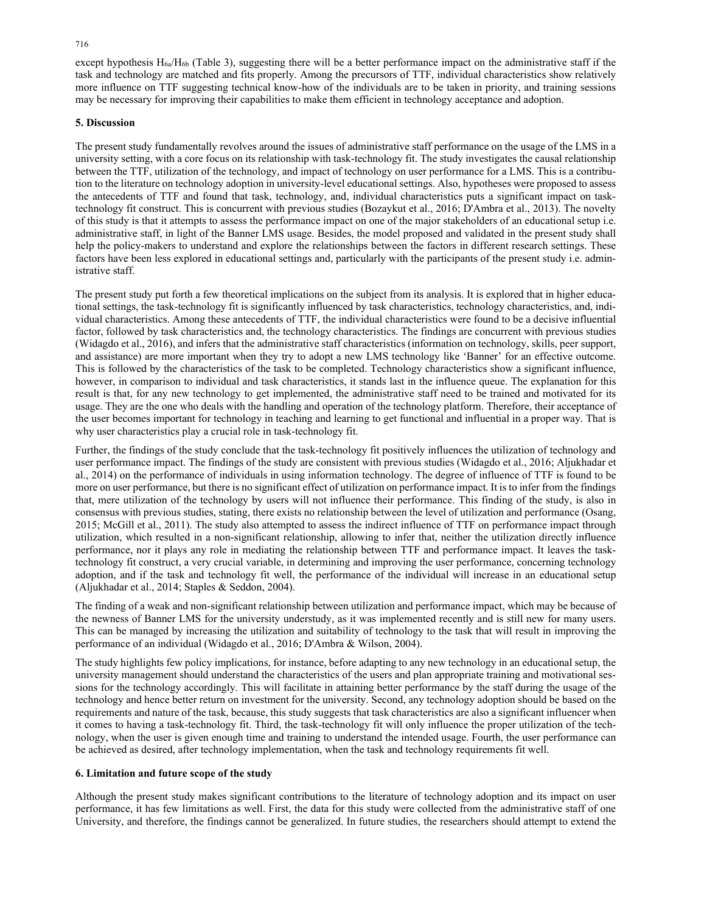except hypothesis $H_{6a}/H_{6b}$ (Table 3), suggesting there will be a better performance impact on the administrative staff if the task and technology are matched and fits properly. Among the precursors of TTF, individual characteristics show relatively more influence on TTF suggesting technical know-how of the individuals are to be taken in priority, and training sessions may be necessary for improving their capabilities to make them efficient in technology acceptance and adoption.

## 5. Discussion

The present study fundamentally revolves around the issues of administrative staff performance on the usage of the LMS in a university setting, with a core focus on its relationship with task-technology fit. The study investigates the causal relationship between the TTF, utilization of the technology, and impact of technology on user performance for a LMS. This is a contribution to the literature on technology adoption in university-level educational settings. Also, hypotheses were proposed to assess the antecedents of TTF and found that task, technology, and, individual characteristics puts a significant impact on task-technology fit construct. This is concurrent with previous studies (Bozaykut et al., 2016; D'Ambra et al., 2013). The novelty of this study is that it attempts to assess the performance impact on one of the major stakeholders of an educational setup i.e. administrative staff, in light of the Banner LMS usage. Besides, the model proposed and validated in the present study shall help the policy-makers to understand and explore the relationships between the factors in different research settings. These factors have been less explored in educational settings and, particularly with the participants of the present study i.e. administrative staff.

The present study put forth a few theoretical implications on the subject from its analysis. It is explored that in higher educational settings, the task-technology fit is significantly influenced by task characteristics, technology characteristics, and, individual characteristics. Among these antecedents of TTF, the individual characteristics were found to be a decisive influential factor, followed by task characteristics and, the technology characteristics. The findings are concurrent with previous studies (Widagdo et al., 2016), and infers that the administrative staff characteristics (information on technology, skills, peer support, and assistance) are more important when they try to adopt a new LMS technology like 'Banner' for an effective outcome. This is followed by the characteristics of the task to be completed. Technology characteristics show a significant influence, however, in comparison to individual and task characteristics, it stands last in the influence queue. The explanation for this result is that, for any new technology to get implemented, the administrative staff need to be trained and motivated for its usage. They are the one who deals with the handling and operation of the technology platform. Therefore, their acceptance of the user becomes important for technology in teaching and learning to get functional and influential in a proper way. That is why user characteristics play a crucial role in task-technology fit.

Further, the findings of the study conclude that the task-technology fit positively influences the utilization of technology and user performance impact. The findings of the study are consistent with previous studies (Widagdo et al., 2016; Aljukhadar et al., 2014) on the performance of individuals in using information technology. The degree of influence of TTF is found to be more on user performance, but there is no significant effect of utilization on performance impact. It is to infer from the findings that, mere utilization of the technology by users will not influence their performance. This finding of the study, is also in consensus with previous studies, stating, there exists no relationship between the level of utilization and performance (Osang, 2015; McGill et al., 2011). The study also attempted to assess the indirect influence of TTF on performance impact through utilization, which resulted in a non-significant relationship, allowing to infer that, neither the utilization directly influence performance, nor it plays any role in mediating the relationship between TTF and performance impact. It leaves the task-technology fit construct, a very crucial variable, in determining and improving the user performance, concerning technology adoption, and if the task and technology fit well, the performance of the individual will increase in an educational setup (Aljukhadar et al., 2014; Staples & Seddon, 2004).

The finding of a weak and non-significant relationship between utilization and performance impact, which may be because of the newness of Banner LMS for the university understudy, as it was implemented recently and is still new for many users. This can be managed by increasing the utilization and suitability of technology to the task that will result in improving the performance of an individual (Widagdo et al., 2016; D'Ambra & Wilson, 2004).

The study highlights few policy implications, for instance, before adapting to any new technology in an educational setup, the university management should understand the characteristics of the users and plan appropriate training and motivational sessions for the technology accordingly. This will facilitate in attaining better performance by the staff during the usage of the technology and hence better return on investment for the university. Second, any technology adoption should be based on the requirements and nature of the task, because, this study suggests that task characteristics are also a significant influencer when it comes to having a task-technology fit. Third, the task-technology fit will only influence the proper utilization of the technology, when the user is given enough time and training to understand the intended usage. Fourth, the user performance can be achieved as desired, after technology implementation, when the task and technology requirements fit well.

## 6. Limitation and future scope of the study

Although the present study makes significant contributions to the literature of technology adoption and its impact on user performance, it has few limitations as well. First, the data for this study were collected from the administrative staff of one University, and therefore, the findings cannot be generalized. In future studies, the researchers should attempt to extend the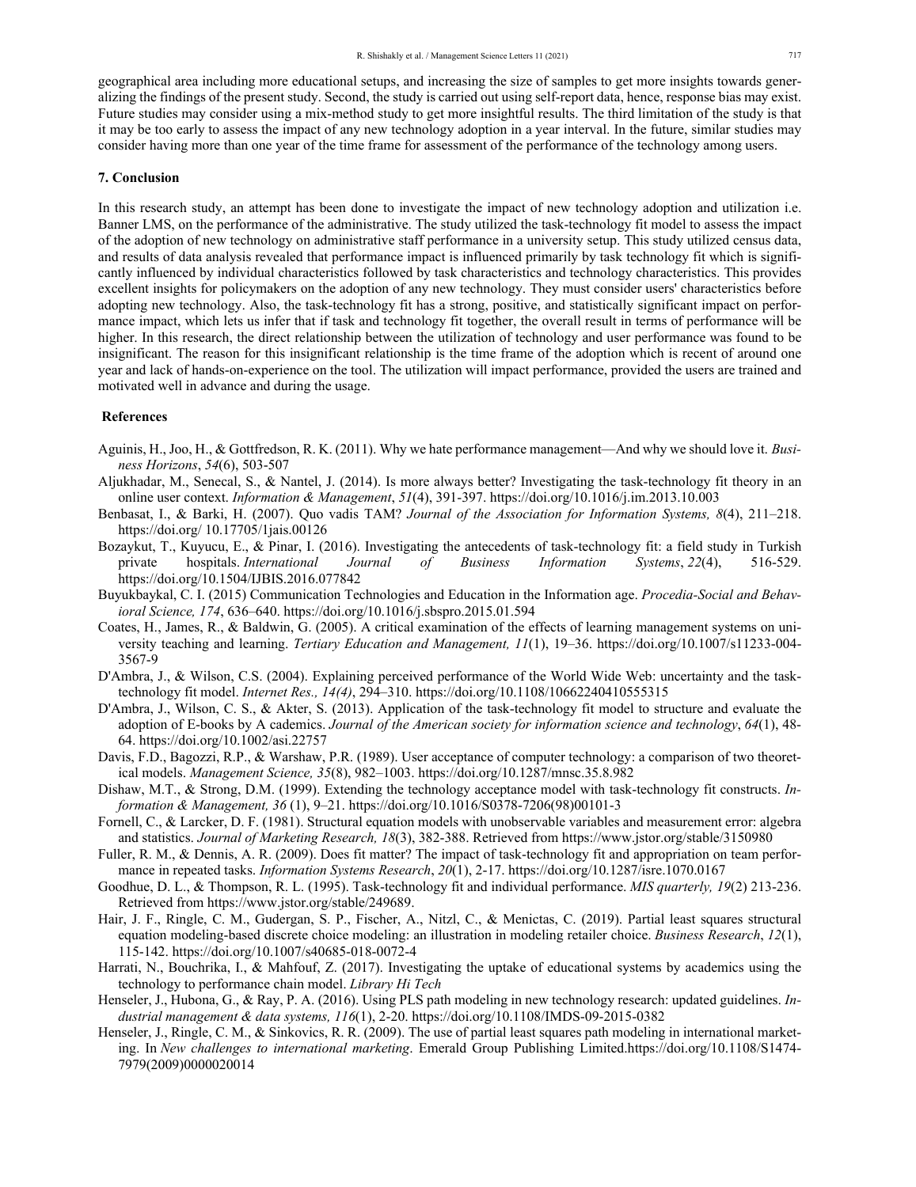geographical area including more educational setups, and increasing the size of samples to get more insights towards generalizing the findings of the present study. Second, the study is carried out using self-report data, hence, response bias may exist. Future studies may consider using a mix-method study to get more insightful results. The third limitation of the study is that it may be too early to assess the impact of any new technology adoption in a year interval. In the future, similar studies may consider having more than one year of the time frame for assessment of the performance of the technology among users.

## 7. Conclusion

In this research study, an attempt has been done to investigate the impact of new technology adoption and utilization i.e. Banner LMS, on the performance of the administrative. The study utilized the task-technology fit model to assess the impact of the adoption of new technology on administrative staff performance in a university setup. This study utilized census data, and results of data analysis revealed that performance impact is influenced primarily by task technology fit which is significantly influenced by individual characteristics followed by task characteristics and technology characteristics. This provides excellent insights for policymakers on the adoption of any new technology. They must consider users' characteristics before adopting new technology. Also, the task-technology fit has a strong, positive, and statistically significant impact on performance impact, which lets us infer that if task and technology fit together, the overall result in terms of performance will be higher. In this research, the direct relationship between the utilization of technology and user performance was found to be insignificant. The reason for this insignificant relationship is the time frame of the adoption which is recent of around one year and lack of hands-on-experience on the tool. The utilization will impact performance, provided the users are trained and motivated well in advance and during the usage.

## References

Aguinis, H., Joo, H., & Gottfredson, R. K. (2011). Why we hate performance management—And why we should love it. *Business Horizons*, *54*(6), 503-507

Aljukhadar, M., Senecal, S., & Nantel, J. (2014). Is more always better? Investigating the task-technology fit theory in an online user context. *Information & Management*, *51*(4), 391-397. https://doi.org/10.1016/j.im.2013.10.003

Benbasat, I., & Barki, H. (2007). Quo vadis TAM? *Journal of the Association for Information Systems, 8*(4), 211–218. https://doi.org/ 10.17705/1jais.00126

Bozaykut, T., Kuyucu, E., & Pinar, I. (2016). Investigating the antecedents of task-technology fit: a field study in Turkish private hospitals. *International Journal of Business Information Systems*, *22*(4), 516-529. https://doi.org/10.1504/IJBIS.2016.077842

Buyukbaykal, C. I. (2015) Communication Technologies and Education in the Information age. *Procedia-Social and Behavioral Science, 174*, 636–640. https://doi.org/10.1016/j.sbspro.2015.01.594

Coates, H., James, R., & Baldwin, G. (2005). A critical examination of the effects of learning management systems on university teaching and learning. *Tertiary Education and Management, 11*(1), 19–36. https://doi.org/10.1007/s11233-004-3567-9

D'Ambra, J., & Wilson, C.S. (2004). Explaining perceived performance of the World Wide Web: uncertainty and the task-technology fit model. *Internet Res., 14(4)*, 294–310. https://doi.org/10.1108/10662240410555315

D'Ambra, J., Wilson, C. S., & Akter, S. (2013). Application of the task-technology fit model to structure and evaluate the adoption of E-books by A cademics. *Journal of the American society for information science and technology*, *64*(1), 48-64. https://doi.org/10.1002/asi.22757

Davis, F.D., Bagozzi, R.P., & Warshaw, P.R. (1989). User acceptance of computer technology: a comparison of two theoretical models. *Management Science, 35*(8), 982–1003. https://doi.org/10.1287/mnsc.35.8.982

Dishaw, M.T., & Strong, D.M. (1999). Extending the technology acceptance model with task-technology fit constructs. *Information & Management, 36* (1), 9–21. https://doi.org/10.1016/S0378-7206(98)00101-3

Fornell, C., & Larcker, D. F. (1981). Structural equation models with unobservable variables and measurement error: algebra and statistics. *Journal of Marketing Research, 18*(3), 382-388. Retrieved from https://www.jstor.org/stable/3150980

Fuller, R. M., & Dennis, A. R. (2009). Does fit matter? The impact of task-technology fit and appropriation on team performance in repeated tasks. *Information Systems Research*, *20*(1), 2-17. https://doi.org/10.1287/isre.1070.0167

Goodhue, D. L., & Thompson, R. L. (1995). Task-technology fit and individual performance. *MIS quarterly, 19*(2) 213-236. Retrieved from https://www.jstor.org/stable/249689.

Hair, J. F., Ringle, C. M., Gudergan, S. P., Fischer, A., Nitzl, C., & Menictas, C. (2019). Partial least squares structural equation modeling-based discrete choice modeling: an illustration in modeling retailer choice. *Business Research*, *12*(1), 115-142. https://doi.org/10.1007/s40685-018-0072-4

Harrati, N., Bouchrika, I., & Mahfouf, Z. (2017). Investigating the uptake of educational systems by academics using the technology to performance chain model. *Library Hi Tech*

Henseler, J., Hubona, G., & Ray, P. A. (2016). Using PLS path modeling in new technology research: updated guidelines. *Industrial management & data systems, 116*(1), 2-20. https://doi.org/10.1108/IMDS-09-2015-0382

Henseler, J., Ringle, C. M., & Sinkovics, R. R. (2009). The use of partial least squares path modeling in international marketing. In *New challenges to international marketing*. Emerald Group Publishing Limited.https://doi.org/10.1108/S1474-7979(2009)0000020014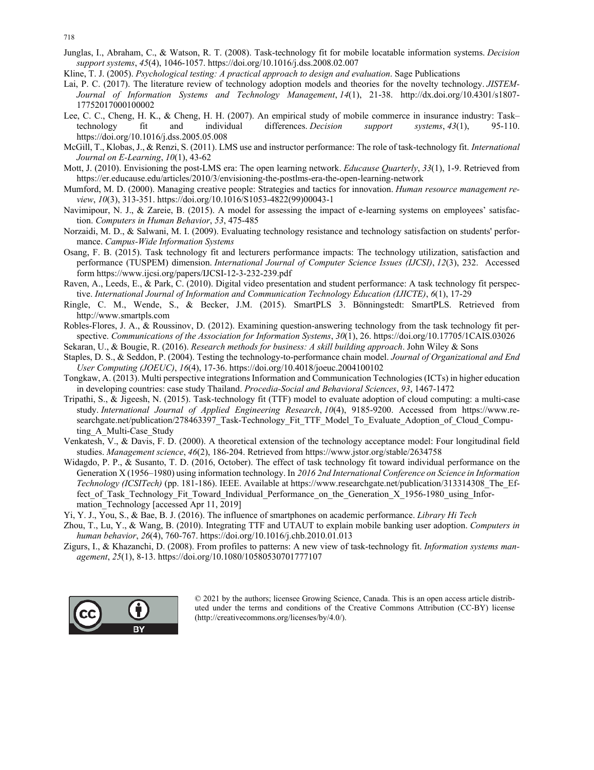Junglas, I., Abraham, C., & Watson, R. T. (2008). Task-technology fit for mobile locatable information systems. *Decision support systems*, *45*(4), 1046-1057. https://doi.org/10.1016/j.dss.2008.02.007

Kline, T. J. (2005). *Psychological testing: A practical approach to design and evaluation*. Sage Publications

Lai, P. C. (2017). The literature review of technology adoption models and theories for the novelty technology. *JISTEM-Journal of Information Systems and Technology Management*, *14*(1), 21-38. http://dx.doi.org/10.4301/s1807-17752017000100002

Lee, C. C., Cheng, H. K., & Cheng, H. H. (2007). An empirical study of mobile commerce in insurance industry: Task–technology fit and individual differences. *Decision support systems*, *43*(1), 95-110. https://doi.org/10.1016/j.dss.2005.05.008

McGill, T., Klobas, J., & Renzi, S. (2011). LMS use and instructor performance: The role of task-technology fit. *International Journal on E-Learning*, *10*(1), 43-62

Mott, J. (2010). Envisioning the post-LMS era: The open learning network. *Educause Quarterly*, *33*(1), 1-9. Retrieved from https://er.educause.edu/articles/2010/3/envisioning-the-postlms-era-the-open-learning-network

Mumford, M. D. (2000). Managing creative people: Strategies and tactics for innovation. *Human resource management review*, *10*(3), 313-351. https://doi.org/10.1016/S1053-4822(99)00043-1

Navimipour, N. J., & Zareie, B. (2015). A model for assessing the impact of e-learning systems on employees' satisfaction. *Computers in Human Behavior*, *53*, 475-485

Norzaidi, M. D., & Salwani, M. I. (2009). Evaluating technology resistance and technology satisfaction on students' performance. *Campus-Wide Information Systems*

Osang, F. B. (2015). Task technology fit and lecturers performance impacts: The technology utilization, satisfaction and performance (TUSPEM) dimension. *International Journal of Computer Science Issues (IJCSI)*, *12*(3), 232. Accessed form https://www.ijcsi.org/papers/IJCSI-12-3-232-239.pdf

Raven, A., Leeds, E., & Park, C. (2010). Digital video presentation and student performance: A task technology fit perspective. *International Journal of Information and Communication Technology Education (IJICTE)*, *6*(1), 17-29

Ringle, C. M., Wende, S., & Becker, J.M. (2015). SmartPLS 3. Bönningstedt: SmartPLS. Retrieved from http://www.smartpls.com

Robles-Flores, J. A., & Roussinov, D. (2012). Examining question-answering technology from the task technology fit perspective. *Communications of the Association for Information Systems*, *30*(1), 26. https://doi.org/10.17705/1CAIS.03026

Sekaran, U., & Bougie, R. (2016). *Research methods for business: A skill building approach*. John Wiley & Sons

Staples, D. S., & Seddon, P. (2004). Testing the technology-to-performance chain model. *Journal of Organizational and End User Computing (JOEUC)*, *16*(4), 17-36. https://doi.org/10.4018/joeuc.2004100102

Tongkaw, A. (2013). Multi perspective integrations Information and Communication Technologies (ICTs) in higher education in developing countries: case study Thailand. *Procedia-Social and Behavioral Sciences*, *93*, 1467-1472

Tripathi, S., & Jigeesh, N. (2015). Task-technology fit (TTF) model to evaluate adoption of cloud computing: a multi-case study. *International Journal of Applied Engineering Research*, *10*(4), 9185-9200. Accessed from https://www.researchgate.net/publication/278463397_Task-Technology_Fit_TTF_Model_To_Evaluate_Adoption_of_Cloud_Computing_A_Multi-Case_Study

Venkatesh, V., & Davis, F. D. (2000). A theoretical extension of the technology acceptance model: Four longitudinal field studies. *Management science*, *46*(2), 186-204. Retrieved from https://www.jstor.org/stable/2634758

Widagdo, P. P., & Susanto, T. D. (2016, October). The effect of task technology fit toward individual performance on the Generation X (1956–1980) using information technology. In *2016 2nd International Conference on Science in Information Technology (ICSITech)* (pp. 181-186). IEEE. Available at https://www.researchgate.net/publication/313314308_The_Effect_of_Task_Technology_Fit_Toward_Individual_Performance_on_the_Generation_X_1956-1980_using_Information_Technology [accessed Apr 11, 2019]

Yi, Y. J., You, S., & Bae, B. J. (2016). The influence of smartphones on academic performance. *Library Hi Tech*

Zhou, T., Lu, Y., & Wang, B. (2010). Integrating TTF and UTAUT to explain mobile banking user adoption. *Computers in human behavior*, *26*(4), 760-767. https://doi.org/10.1016/j.chb.2010.01.013

Zigurs, I., & Khazanchi, D. (2008). From profiles to patterns: A new view of task-technology fit. *Information systems management*, *25*(1), 8-13. https://doi.org/10.1080/10580530701777107

© 2021 by the authors; licensee Growing Science, Canada. This is an open access article distributed under the terms and conditions of the Creative Commons Attribution (CC-BY) license (http://creativecommons.org/licenses/by/4.0/).